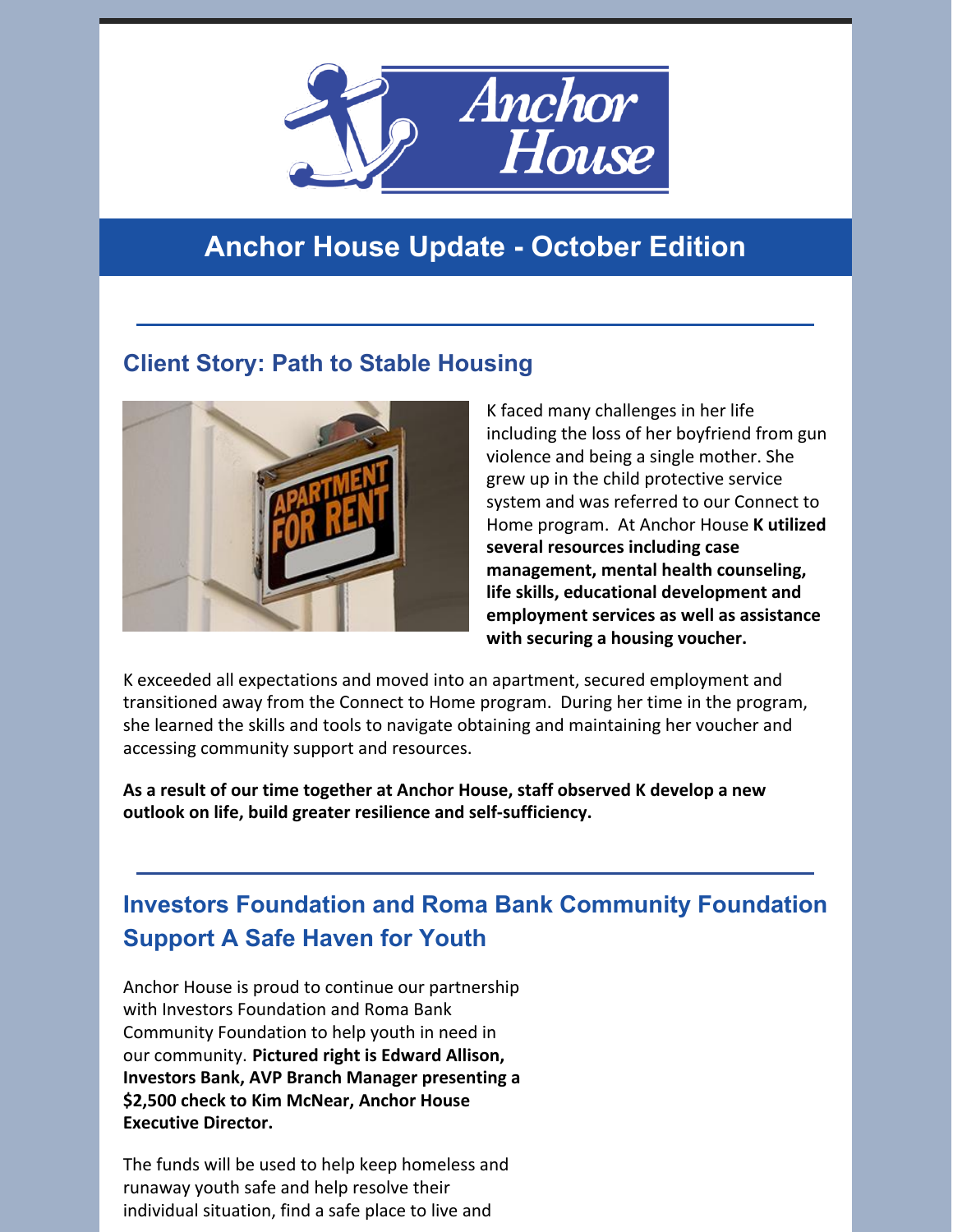# Anchor House Update - October Edition

## Client Story: Path to Stable Housing

K faced many challenges in her life including the loss of her boyfriend from gun violence and being a single mother. She grew up in the child protective service system and was referred to our Connect to Home program. At Anchor House **K utilized several resources including case management, mental health counseling, life skills, educational development and employment services as well as assistance with securing a housing voucher.**

K exceeded all expectations and moved into an apartment, secured employment and transitioned away from the Connect to Home program. During her time in the program, she learned the skills and tools to navigate obtaining and maintaining her voucher and accessing community support and resources.

**As a result of our time together at Anchor House, staff observed K develop a new outlook on life, build greater resilience and self-sufficiency.**

## Investors Foundation and Roma Bank Community Foundation Support A Safe Haven for Youth

Anchor House is proud to continue our partnership with Investors Foundation and Roma Bank Community Foundation to help youth in need in our community. **Pictured right is Edward Allison, Investors Bank, AVP Branch Manager presenting a $2,500 check to Kim McNear, Anchor House Executive Director.**

The funds will be used to help keep homeless and runaway youth safe and help resolve their individual situation, find a safe place to live and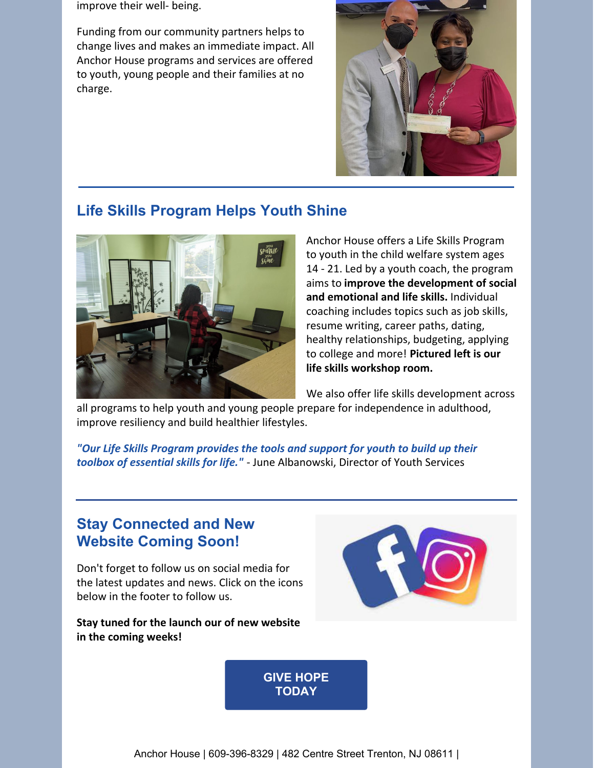improve their well- being.

Funding from our community partners helps to change lives and makes an immediate impact. All Anchor House programs and services are offered to youth, young people and their families at no charge.

## Life Skills Program Helps Youth Shine

Anchor House offers a Life Skills Program to youth in the child welfare system ages 14 - 21. Led by a youth coach, the program aims to **improve the development of social and emotional and life skills.** Individual coaching includes topics such as job skills, resume writing, career paths, dating, healthy relationships, budgeting, applying to college and more! **Pictured left is our life skills workshop room.**

We also offer life skills development across all programs to help youth and young people prepare for independence in adulthood, improve resiliency and build healthier lifestyles.

***"Our Life Skills Program provides the tools and support for youth to build up their toolbox of essential skills for life."*** - June Albanowski, Director of Youth Services

## Stay Connected and New Website Coming Soon!

Don't forget to follow us on social media for the latest updates and news. Click on the icons below in the footer to follow us.

**Stay tuned for the launch our of new website in the coming weeks!**

**GIVE HOPE TODAY**

Anchor House | 609-396-8329 | 482 Centre Street Trenton, NJ 08611 |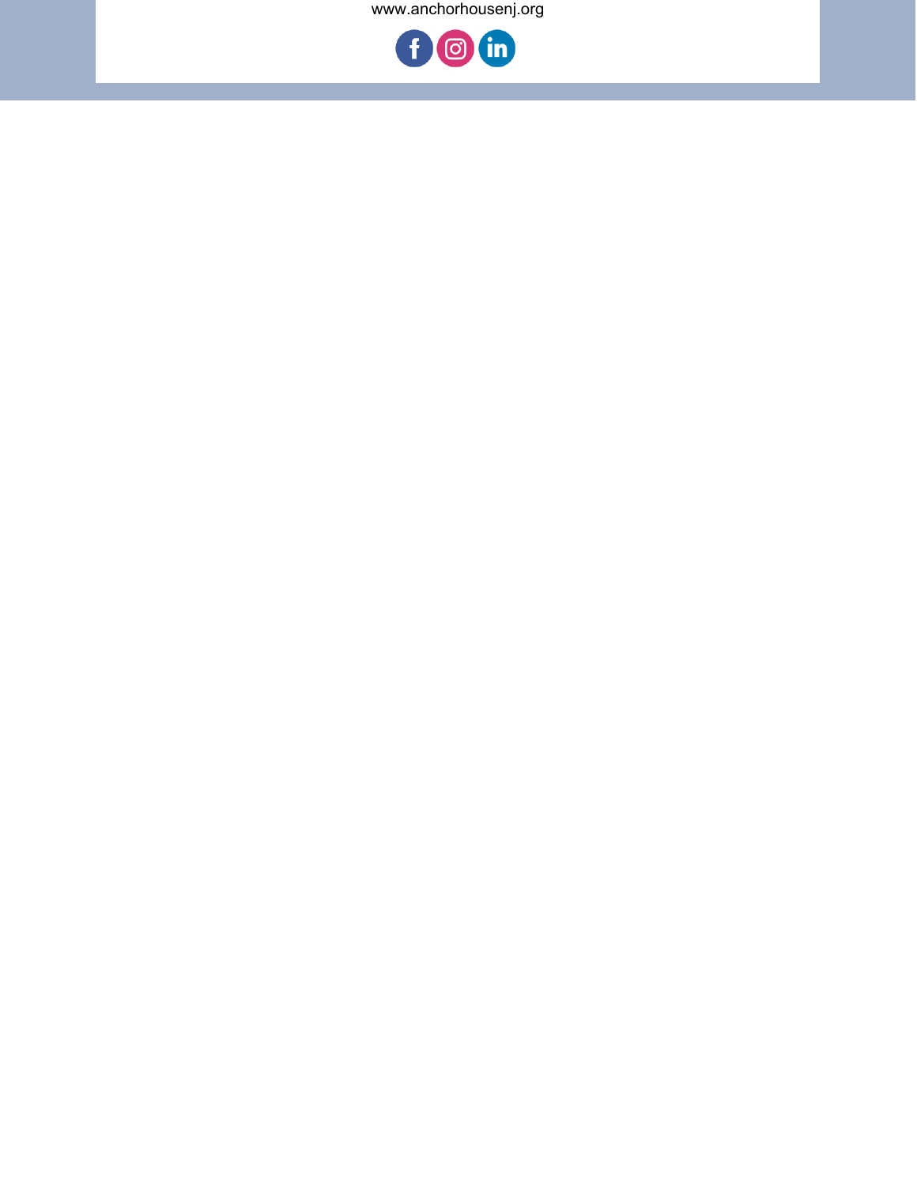www.anchorhousenj.org